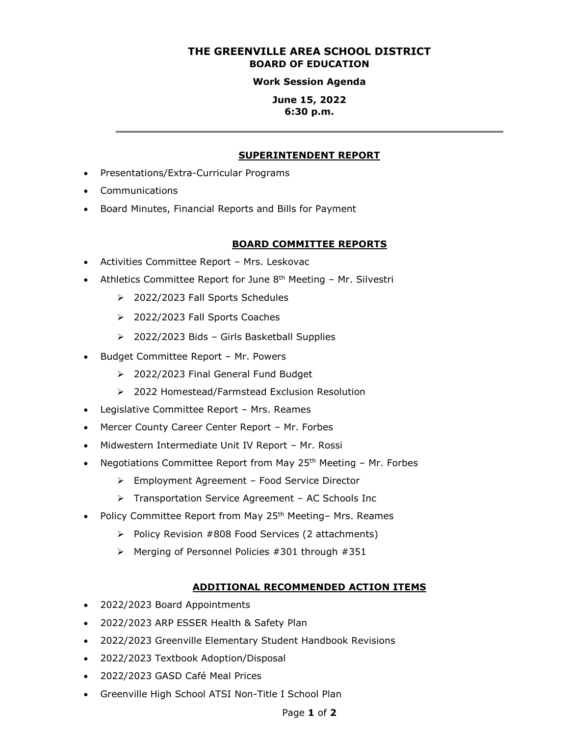# THE GREENVILLE AREA SCHOOL DISTRICT
## BOARD OF EDUCATION

**Work Session Agenda**

**June 15, 2022**
**6:30 p.m.**

---

## SUPERINTENDENT REPORT

- Presentations/Extra-Curricular Programs
- Communications
- Board Minutes, Financial Reports and Bills for Payment

## BOARD COMMITTEE REPORTS

- Activities Committee Report – Mrs. Leskovac
- Athletics Committee Report for June 8th Meeting – Mr. Silvestri
  - 2022/2023 Fall Sports Schedules
  - 2022/2023 Fall Sports Coaches
  - 2022/2023 Bids – Girls Basketball Supplies
- Budget Committee Report – Mr. Powers
  - 2022/2023 Final General Fund Budget
  - 2022 Homestead/Farmstead Exclusion Resolution
- Legislative Committee Report – Mrs. Reames
- Mercer County Career Center Report – Mr. Forbes
- Midwestern Intermediate Unit IV Report – Mr. Rossi
- Negotiations Committee Report from May 25th Meeting – Mr. Forbes
  - Employment Agreement – Food Service Director
  - Transportation Service Agreement – AC Schools Inc
- Policy Committee Report from May 25th Meeting– Mrs. Reames
  - Policy Revision #808 Food Services (2 attachments)
  - Merging of Personnel Policies #301 through #351

## ADDITIONAL RECOMMENDED ACTION ITEMS

- 2022/2023 Board Appointments
- 2022/2023 ARP ESSER Health & Safety Plan
- 2022/2023 Greenville Elementary Student Handbook Revisions
- 2022/2023 Textbook Adoption/Disposal
- 2022/2023 GASD Café Meal Prices
- Greenville High School ATSI Non-Title I School Plan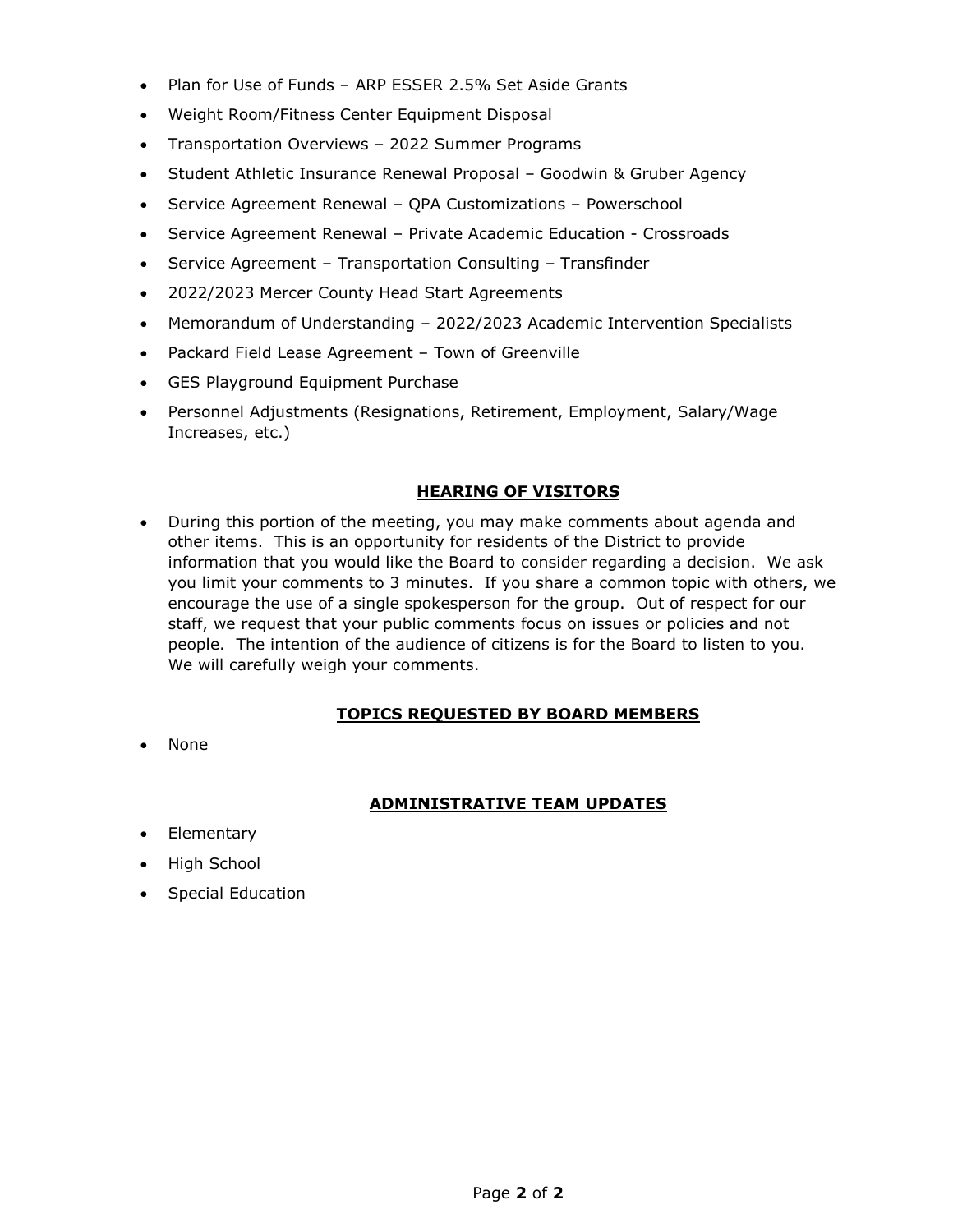- Plan for Use of Funds – ARP ESSER 2.5% Set Aside Grants
- Weight Room/Fitness Center Equipment Disposal
- Transportation Overviews – 2022 Summer Programs
- Student Athletic Insurance Renewal Proposal – Goodwin & Gruber Agency
- Service Agreement Renewal – QPA Customizations – Powerschool
- Service Agreement Renewal – Private Academic Education - Crossroads
- Service Agreement – Transportation Consulting – Transfinder
- 2022/2023 Mercer County Head Start Agreements
- Memorandum of Understanding – 2022/2023 Academic Intervention Specialists
- Packard Field Lease Agreement – Town of Greenville
- GES Playground Equipment Purchase
- Personnel Adjustments (Resignations, Retirement, Employment, Salary/Wage Increases, etc.)

## HEARING OF VISITORS

- During this portion of the meeting, you may make comments about agenda and other items. This is an opportunity for residents of the District to provide information that you would like the Board to consider regarding a decision. We ask you limit your comments to 3 minutes. If you share a common topic with others, we encourage the use of a single spokesperson for the group. Out of respect for our staff, we request that your public comments focus on issues or policies and not people. The intention of the audience of citizens is for the Board to listen to you. We will carefully weigh your comments.

## TOPICS REQUESTED BY BOARD MEMBERS

- None

## ADMINISTRATIVE TEAM UPDATES

- Elementary
- High School
- Special Education